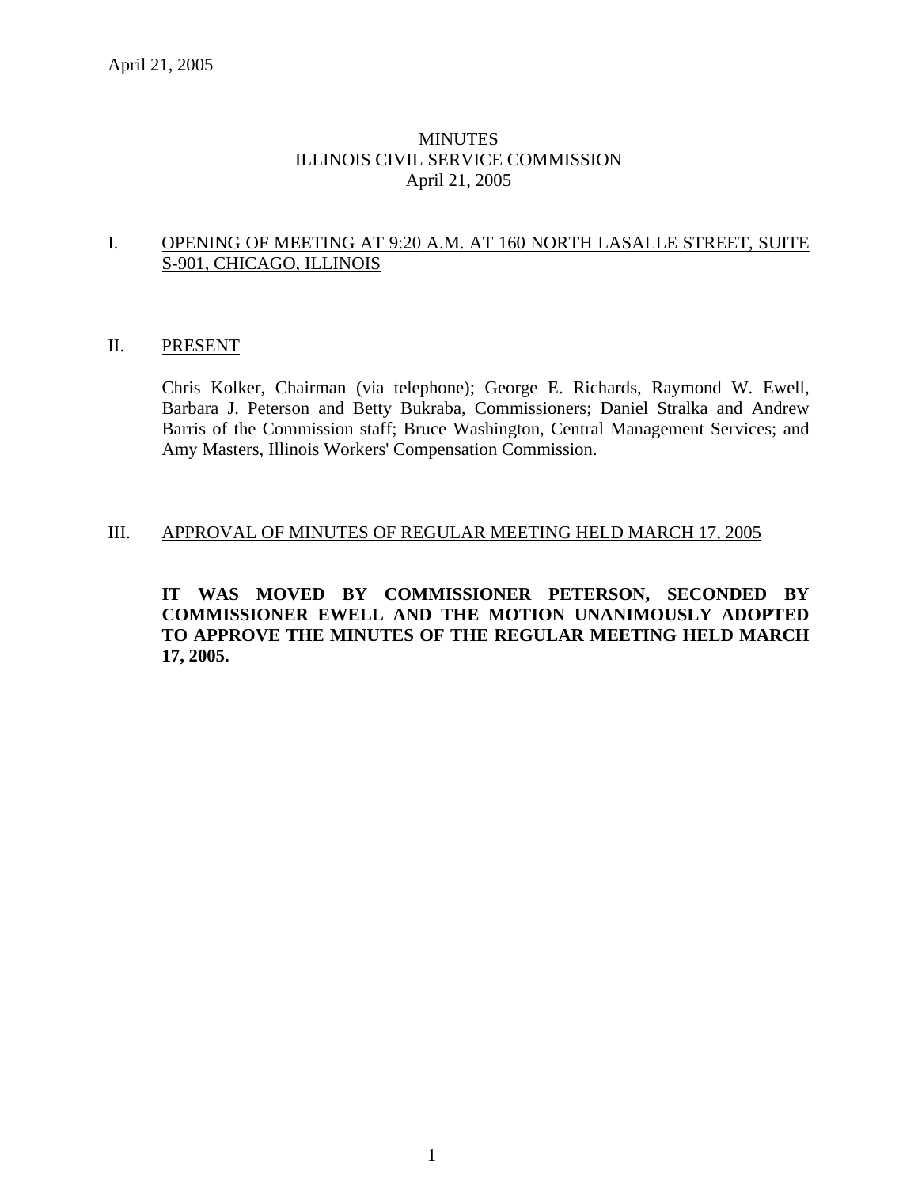# MINUTES
# ILLINOIS CIVIL SERVICE COMMISSION
# April 21, 2005

## I. OPENING OF MEETING AT 9:20 A.M. AT 160 NORTH LASALLE STREET, SUITE S-901, CHICAGO, ILLINOIS

## II. PRESENT

Chris Kolker, Chairman (via telephone); George E. Richards, Raymond W. Ewell, Barbara J. Peterson and Betty Bukraba, Commissioners; Daniel Stralka and Andrew Barris of the Commission staff; Bruce Washington, Central Management Services; and Amy Masters, Illinois Workers' Compensation Commission.

## III. APPROVAL OF MINUTES OF REGULAR MEETING HELD MARCH 17, 2005

**IT WAS MOVED BY COMMISSIONER PETERSON, SECONDED BY COMMISSIONER EWELL AND THE MOTION UNANIMOUSLY ADOPTED TO APPROVE THE MINUTES OF THE REGULAR MEETING HELD MARCH 17, 2005.**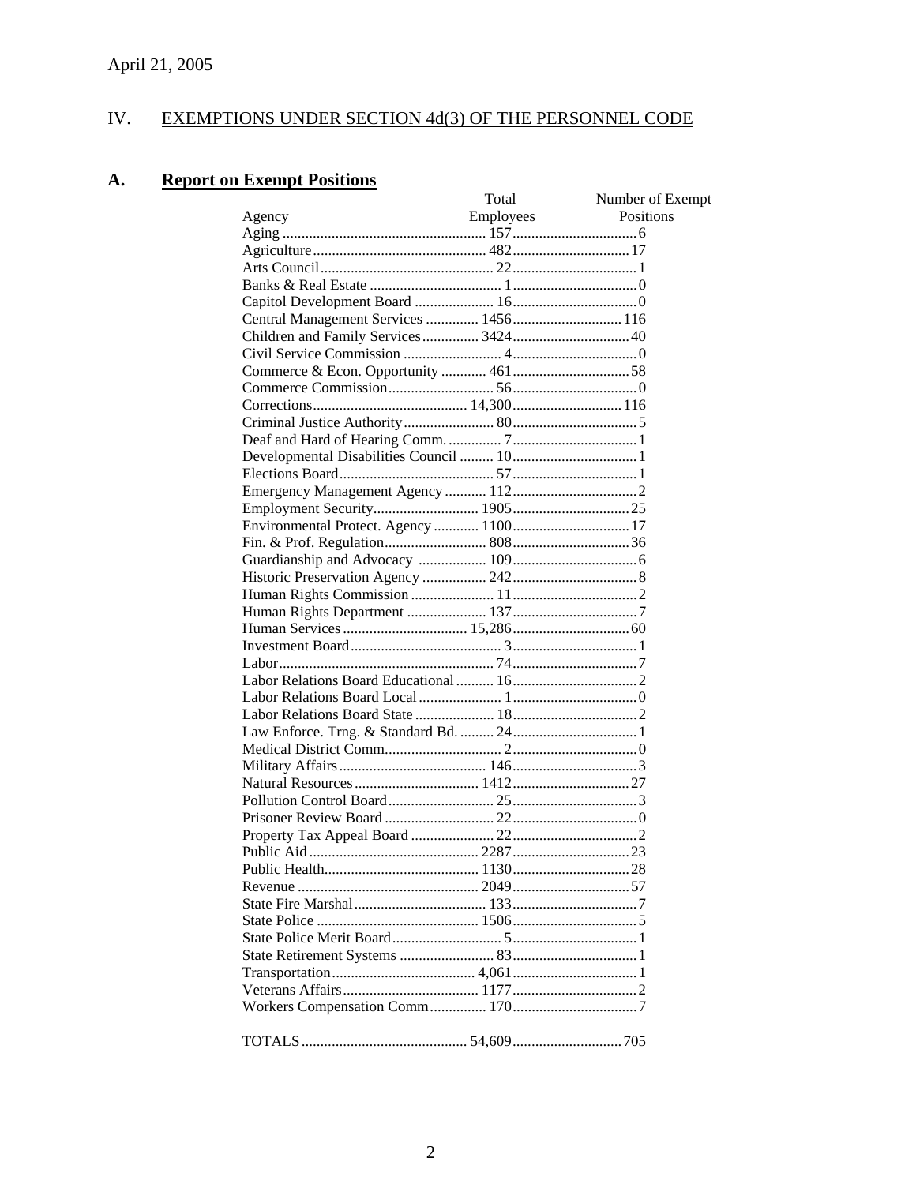April 21, 2005

## IV. EXEMPTIONS UNDER SECTION 4d(3) OF THE PERSONNEL CODE

### A. Report on Exempt Positions

| Agency | Total Employees | Number of Exempt Positions |
|---|---|---|
| Aging | 157 | 6 |
| Agriculture | 482 | 17 |
| Arts Council | 22 | 1 |
| Banks & Real Estate | 1 | 0 |
| Capitol Development Board | 16 | 0 |
| Central Management Services | 1456 | 116 |
| Children and Family Services | 3424 | 40 |
| Civil Service Commission | 4 | 0 |
| Commerce & Econ. Opportunity | 461 | 58 |
| Commerce Commission | 56 | 0 |
| Corrections | 14,300 | 116 |
| Criminal Justice Authority | 80 | 5 |
| Deaf and Hard of Hearing Comm. | 7 | 1 |
| Developmental Disabilities Council | 10 | 1 |
| Elections Board | 57 | 1 |
| Emergency Management Agency | 112 | 2 |
| Employment Security | 1905 | 25 |
| Environmental Protect. Agency | 1100 | 17 |
| Fin. & Prof. Regulation | 808 | 36 |
| Guardianship and Advocacy | 109 | 6 |
| Historic Preservation Agency | 242 | 8 |
| Human Rights Commission | 11 | 2 |
| Human Rights Department | 137 | 7 |
| Human Services | 15,286 | 60 |
| Investment Board | 3 | 1 |
| Labor | 74 | 7 |
| Labor Relations Board Educational | 16 | 2 |
| Labor Relations Board Local | 1 | 0 |
| Labor Relations Board State | 18 | 2 |
| Law Enforce. Trng. & Standard Bd. | 24 | 1 |
| Medical District Comm. | 2 | 0 |
| Military Affairs | 146 | 3 |
| Natural Resources | 1412 | 27 |
| Pollution Control Board | 25 | 3 |
| Prisoner Review Board | 22 | 0 |
| Property Tax Appeal Board | 22 | 2 |
| Public Aid | 2287 | 23 |
| Public Health | 1130 | 28 |
| Revenue | 2049 | 57 |
| State Fire Marshal | 133 | 7 |
| State Police | 1506 | 5 |
| State Police Merit Board | 5 | 1 |
| State Retirement Systems | 83 | 1 |
| Transportation | 4,061 | 1 |
| Veterans Affairs | 1177 | 2 |
| Workers Compensation Comm | 170 | 7 |
| TOTALS | 54,609 | 705 |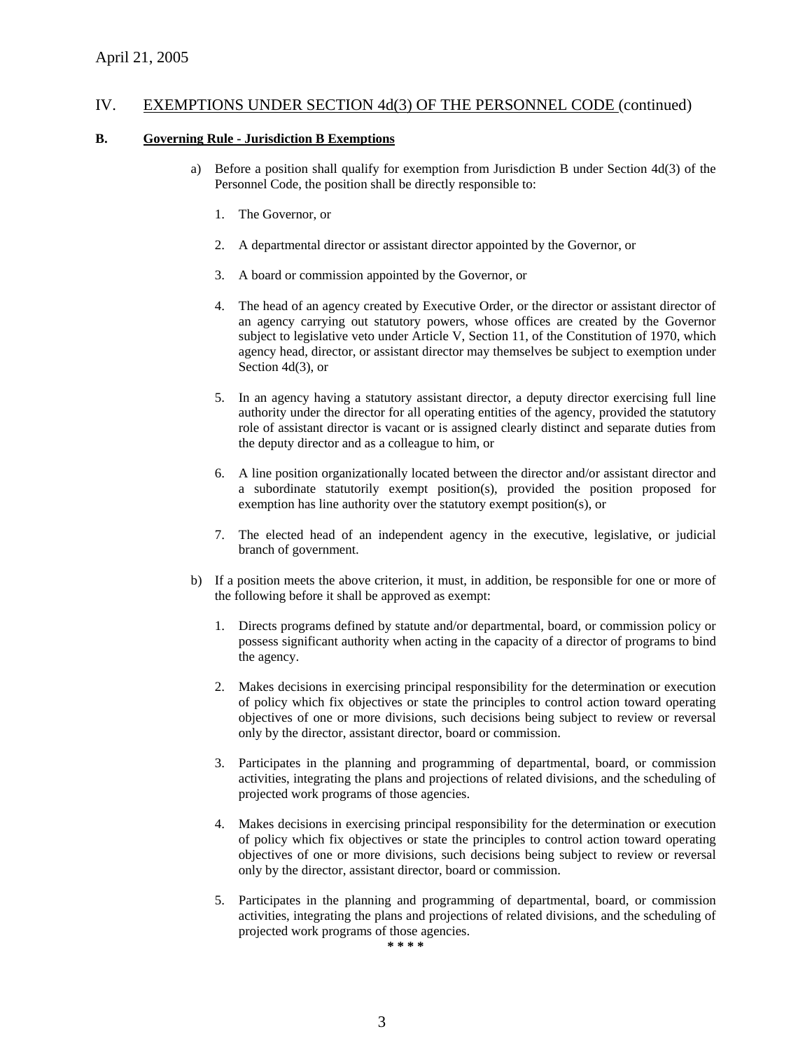April 21, 2005

## IV. EXEMPTIONS UNDER SECTION 4d(3) OF THE PERSONNEL CODE (continued)

### B. Governing Rule - Jurisdiction B Exemptions

a) Before a position shall qualify for exemption from Jurisdiction B under Section 4d(3) of the Personnel Code, the position shall be directly responsible to:

1. The Governor, or

2. A departmental director or assistant director appointed by the Governor, or

3. A board or commission appointed by the Governor, or

4. The head of an agency created by Executive Order, or the director or assistant director of an agency carrying out statutory powers, whose offices are created by the Governor subject to legislative veto under Article V, Section 11, of the Constitution of 1970, which agency head, director, or assistant director may themselves be subject to exemption under Section 4d(3), or

5. In an agency having a statutory assistant director, a deputy director exercising full line authority under the director for all operating entities of the agency, provided the statutory role of assistant director is vacant or is assigned clearly distinct and separate duties from the deputy director and as a colleague to him, or

6. A line position organizationally located between the director and/or assistant director and a subordinate statutorily exempt position(s), provided the position proposed for exemption has line authority over the statutory exempt position(s), or

7. The elected head of an independent agency in the executive, legislative, or judicial branch of government.

b) If a position meets the above criterion, it must, in addition, be responsible for one or more of the following before it shall be approved as exempt:

1. Directs programs defined by statute and/or departmental, board, or commission policy or possess significant authority when acting in the capacity of a director of programs to bind the agency.

2. Makes decisions in exercising principal responsibility for the determination or execution of policy which fix objectives or state the principles to control action toward operating objectives of one or more divisions, such decisions being subject to review or reversal only by the director, assistant director, board or commission.

3. Participates in the planning and programming of departmental, board, or commission activities, integrating the plans and projections of related divisions, and the scheduling of projected work programs of those agencies.

4. Makes decisions in exercising principal responsibility for the determination or execution of policy which fix objectives or state the principles to control action toward operating objectives of one or more divisions, such decisions being subject to review or reversal only by the director, assistant director, board or commission.

5. Participates in the planning and programming of departmental, board, or commission activities, integrating the plans and projections of related divisions, and the scheduling of projected work programs of those agencies.

\* \* \* \*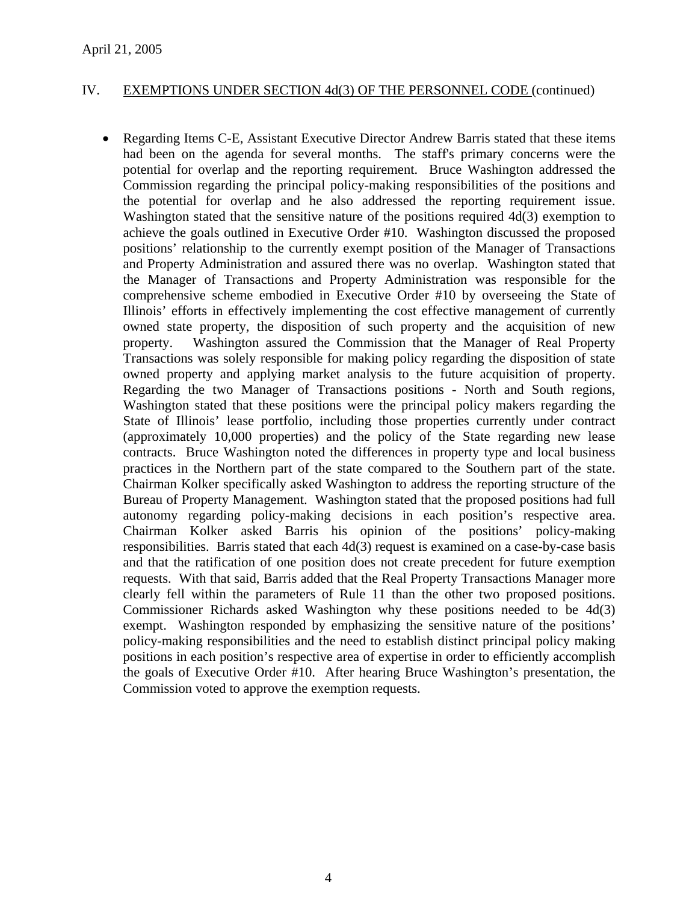## IV. EXEMPTIONS UNDER SECTION 4d(3) OF THE PERSONNEL CODE (continued)

- Regarding Items C-E, Assistant Executive Director Andrew Barris stated that these items had been on the agenda for several months. The staff's primary concerns were the potential for overlap and the reporting requirement. Bruce Washington addressed the Commission regarding the principal policy-making responsibilities of the positions and the potential for overlap and he also addressed the reporting requirement issue. Washington stated that the sensitive nature of the positions required 4d(3) exemption to achieve the goals outlined in Executive Order #10. Washington discussed the proposed positions' relationship to the currently exempt position of the Manager of Transactions and Property Administration and assured there was no overlap. Washington stated that the Manager of Transactions and Property Administration was responsible for the comprehensive scheme embodied in Executive Order #10 by overseeing the State of Illinois' efforts in effectively implementing the cost effective management of currently owned state property, the disposition of such property and the acquisition of new property. Washington assured the Commission that the Manager of Real Property Transactions was solely responsible for making policy regarding the disposition of state owned property and applying market analysis to the future acquisition of property. Regarding the two Manager of Transactions positions - North and South regions, Washington stated that these positions were the principal policy makers regarding the State of Illinois' lease portfolio, including those properties currently under contract (approximately 10,000 properties) and the policy of the State regarding new lease contracts. Bruce Washington noted the differences in property type and local business practices in the Northern part of the state compared to the Southern part of the state. Chairman Kolker specifically asked Washington to address the reporting structure of the Bureau of Property Management. Washington stated that the proposed positions had full autonomy regarding policy-making decisions in each position's respective area. Chairman Kolker asked Barris his opinion of the positions' policy-making responsibilities. Barris stated that each 4d(3) request is examined on a case-by-case basis and that the ratification of one position does not create precedent for future exemption requests. With that said, Barris added that the Real Property Transactions Manager more clearly fell within the parameters of Rule 11 than the other two proposed positions. Commissioner Richards asked Washington why these positions needed to be 4d(3) exempt. Washington responded by emphasizing the sensitive nature of the positions' policy-making responsibilities and the need to establish distinct principal policy making positions in each position's respective area of expertise in order to efficiently accomplish the goals of Executive Order #10. After hearing Bruce Washington's presentation, the Commission voted to approve the exemption requests.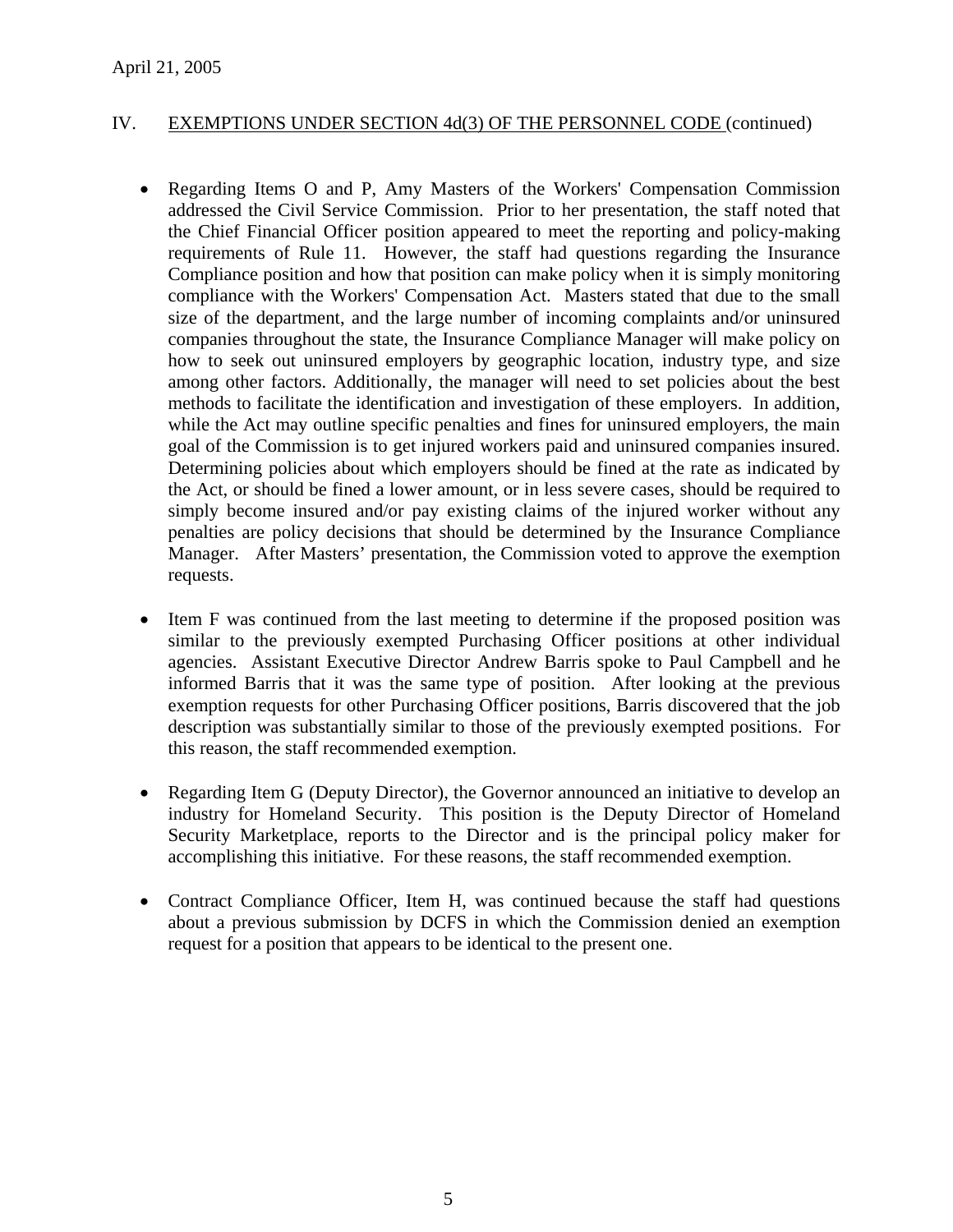April 21, 2005

## IV. EXEMPTIONS UNDER SECTION 4d(3) OF THE PERSONNEL CODE (continued)

- Regarding Items O and P, Amy Masters of the Workers' Compensation Commission addressed the Civil Service Commission. Prior to her presentation, the staff noted that the Chief Financial Officer position appeared to meet the reporting and policy-making requirements of Rule 11. However, the staff had questions regarding the Insurance Compliance position and how that position can make policy when it is simply monitoring compliance with the Workers' Compensation Act. Masters stated that due to the small size of the department, and the large number of incoming complaints and/or uninsured companies throughout the state, the Insurance Compliance Manager will make policy on how to seek out uninsured employers by geographic location, industry type, and size among other factors. Additionally, the manager will need to set policies about the best methods to facilitate the identification and investigation of these employers. In addition, while the Act may outline specific penalties and fines for uninsured employers, the main goal of the Commission is to get injured workers paid and uninsured companies insured. Determining policies about which employers should be fined at the rate as indicated by the Act, or should be fined a lower amount, or in less severe cases, should be required to simply become insured and/or pay existing claims of the injured worker without any penalties are policy decisions that should be determined by the Insurance Compliance Manager. After Masters' presentation, the Commission voted to approve the exemption requests.

- Item F was continued from the last meeting to determine if the proposed position was similar to the previously exempted Purchasing Officer positions at other individual agencies. Assistant Executive Director Andrew Barris spoke to Paul Campbell and he informed Barris that it was the same type of position. After looking at the previous exemption requests for other Purchasing Officer positions, Barris discovered that the job description was substantially similar to those of the previously exempted positions. For this reason, the staff recommended exemption.

- Regarding Item G (Deputy Director), the Governor announced an initiative to develop an industry for Homeland Security. This position is the Deputy Director of Homeland Security Marketplace, reports to the Director and is the principal policy maker for accomplishing this initiative. For these reasons, the staff recommended exemption.

- Contract Compliance Officer, Item H, was continued because the staff had questions about a previous submission by DCFS in which the Commission denied an exemption request for a position that appears to be identical to the present one.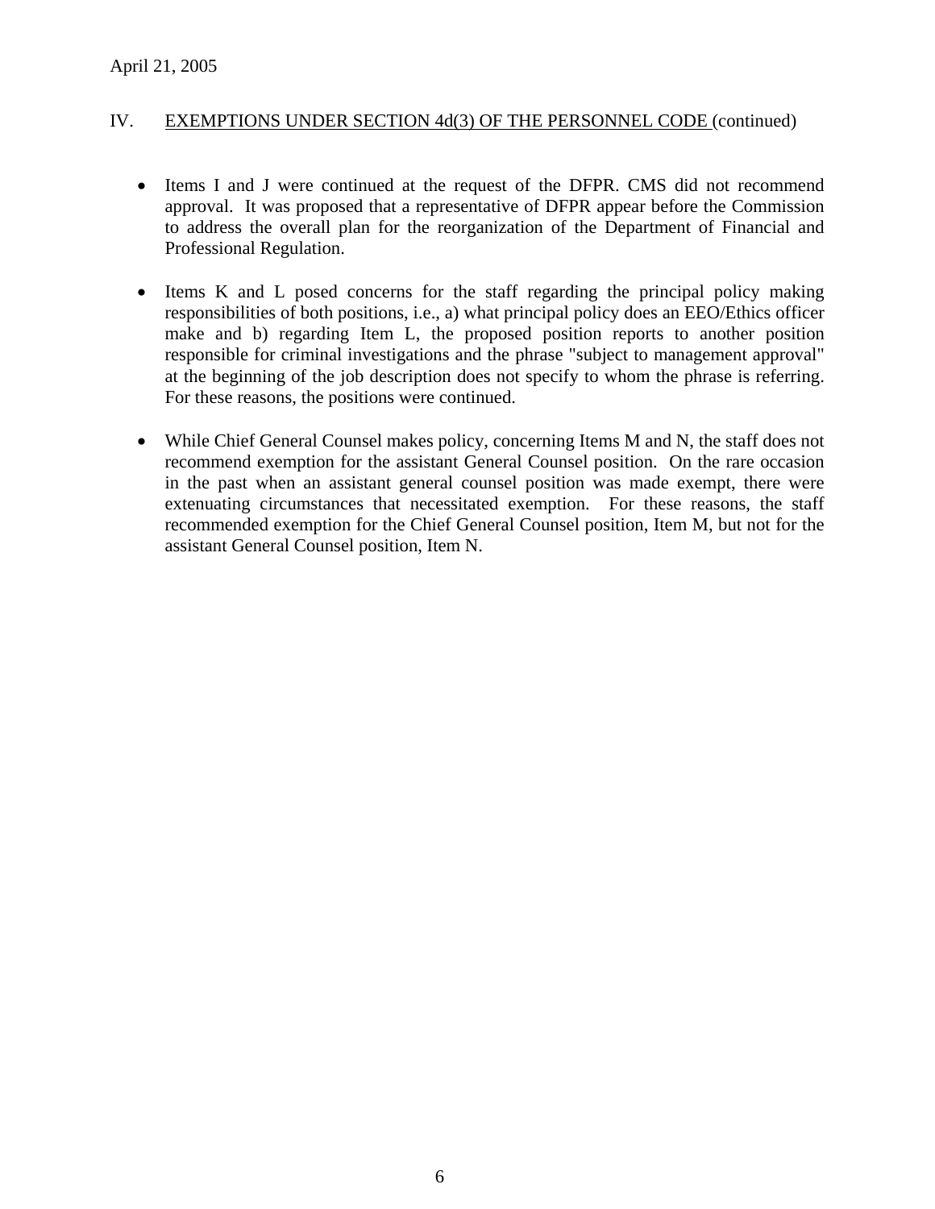April 21, 2005

## IV. EXEMPTIONS UNDER SECTION 4d(3) OF THE PERSONNEL CODE (continued)

- Items I and J were continued at the request of the DFPR. CMS did not recommend approval. It was proposed that a representative of DFPR appear before the Commission to address the overall plan for the reorganization of the Department of Financial and Professional Regulation.

- Items K and L posed concerns for the staff regarding the principal policy making responsibilities of both positions, i.e., a) what principal policy does an EEO/Ethics officer make and b) regarding Item L, the proposed position reports to another position responsible for criminal investigations and the phrase "subject to management approval" at the beginning of the job description does not specify to whom the phrase is referring. For these reasons, the positions were continued.

- While Chief General Counsel makes policy, concerning Items M and N, the staff does not recommend exemption for the assistant General Counsel position. On the rare occasion in the past when an assistant general counsel position was made exempt, there were extenuating circumstances that necessitated exemption. For these reasons, the staff recommended exemption for the Chief General Counsel position, Item M, but not for the assistant General Counsel position, Item N.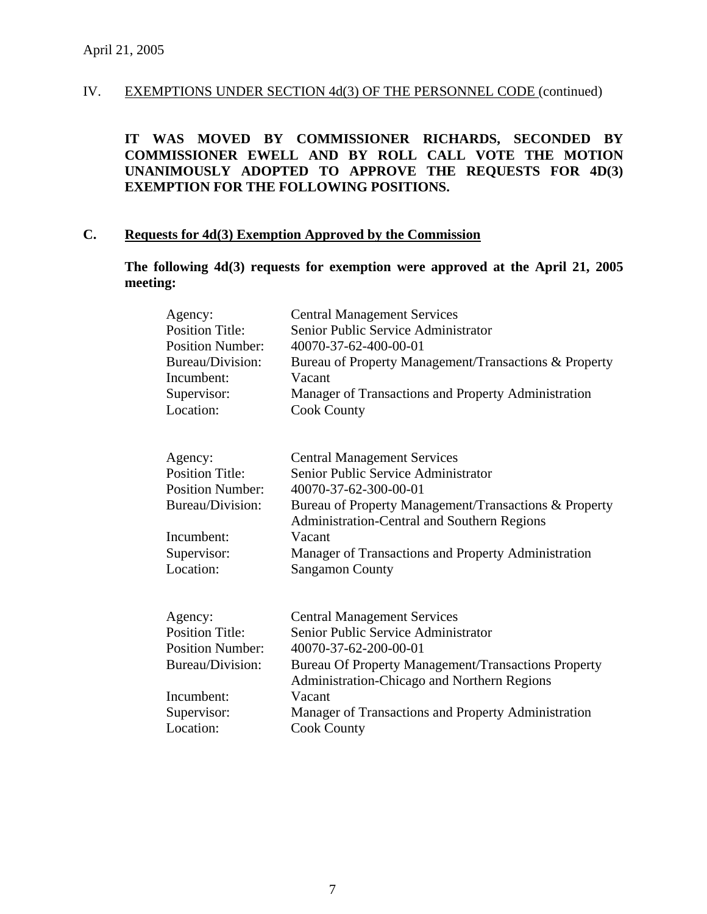April 21, 2005

IV. EXEMPTIONS UNDER SECTION 4d(3) OF THE PERSONNEL CODE (continued)

**IT WAS MOVED BY COMMISSIONER RICHARDS, SECONDED BY COMMISSIONER EWELL AND BY ROLL CALL VOTE THE MOTION UNANIMOUSLY ADOPTED TO APPROVE THE REQUESTS FOR 4D(3) EXEMPTION FOR THE FOLLOWING POSITIONS.**

## C. Requests for 4d(3) Exemption Approved by the Commission

**The following 4d(3) requests for exemption were approved at the April 21, 2005 meeting:**

| | |
|---|---|
| Agency: | Central Management Services |
| Position Title: | Senior Public Service Administrator |
| Position Number: | 40070-37-62-400-00-01 |
| Bureau/Division: | Bureau of Property Management/Transactions & Property |
| Incumbent: | Vacant |
| Supervisor: | Manager of Transactions and Property Administration |
| Location: | Cook County |

| | |
|---|---|
| Agency: | Central Management Services |
| Position Title: | Senior Public Service Administrator |
| Position Number: | 40070-37-62-300-00-01 |
| Bureau/Division: | Bureau of Property Management/Transactions & Property Administration-Central and Southern Regions |
| Incumbent: | Vacant |
| Supervisor: | Manager of Transactions and Property Administration |
| Location: | Sangamon County |

| | |
|---|---|
| Agency: | Central Management Services |
| Position Title: | Senior Public Service Administrator |
| Position Number: | 40070-37-62-200-00-01 |
| Bureau/Division: | Bureau Of Property Management/Transactions Property Administration-Chicago and Northern Regions |
| Incumbent: | Vacant |
| Supervisor: | Manager of Transactions and Property Administration |
| Location: | Cook County |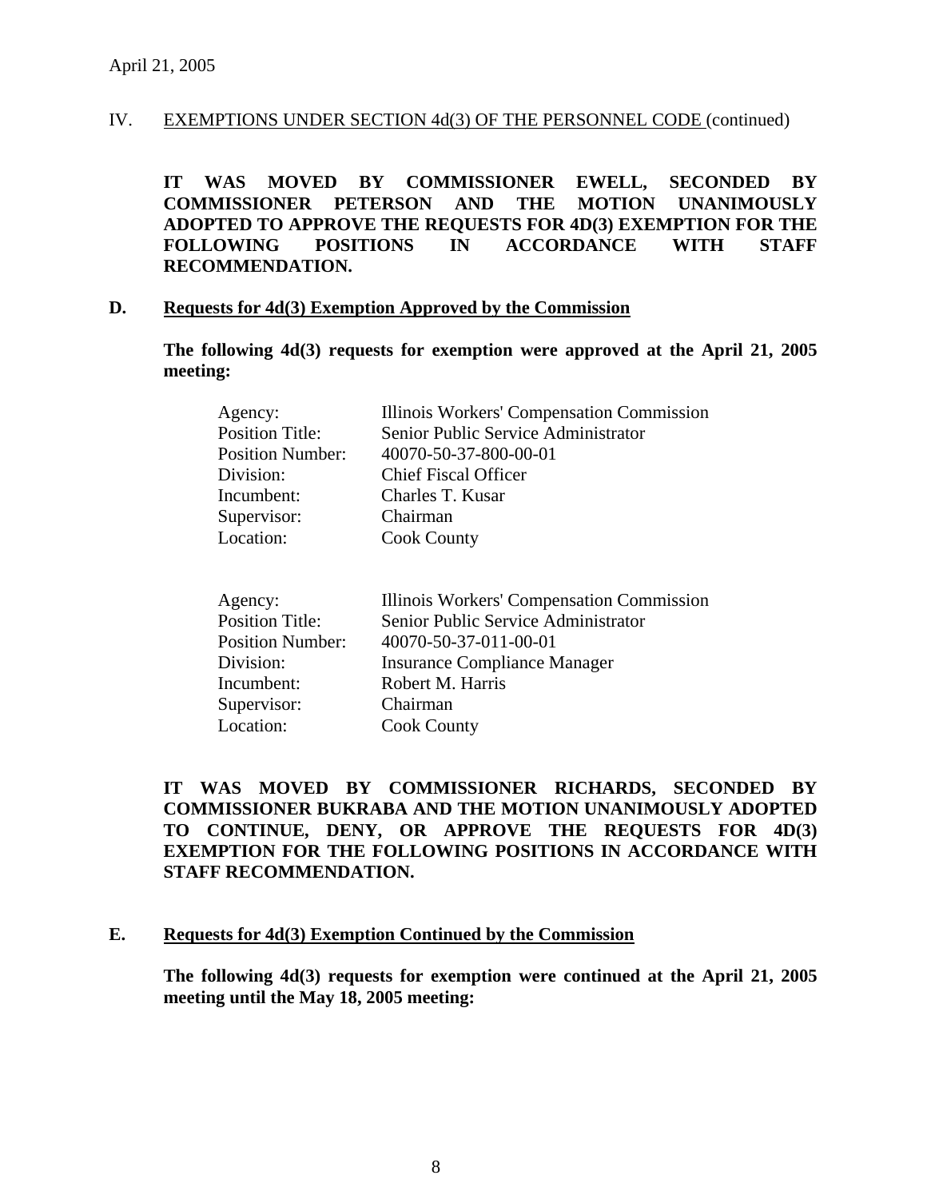April 21, 2005

IV. EXEMPTIONS UNDER SECTION 4d(3) OF THE PERSONNEL CODE (continued)

**IT WAS MOVED BY COMMISSIONER EWELL, SECONDED BY COMMISSIONER PETERSON AND THE MOTION UNANIMOUSLY ADOPTED TO APPROVE THE REQUESTS FOR 4D(3) EXEMPTION FOR THE FOLLOWING POSITIONS IN ACCORDANCE WITH STAFF RECOMMENDATION.**

**D. Requests for 4d(3) Exemption Approved by the Commission**

**The following 4d(3) requests for exemption were approved at the April 21, 2005 meeting:**

| | |
|---|---|
| Agency: | Illinois Workers' Compensation Commission |
| Position Title: | Senior Public Service Administrator |
| Position Number: | 40070-50-37-800-00-01 |
| Division: | Chief Fiscal Officer |
| Incumbent: | Charles T. Kusar |
| Supervisor: | Chairman |
| Location: | Cook County |

| | |
|---|---|
| Agency: | Illinois Workers' Compensation Commission |
| Position Title: | Senior Public Service Administrator |
| Position Number: | 40070-50-37-011-00-01 |
| Division: | Insurance Compliance Manager |
| Incumbent: | Robert M. Harris |
| Supervisor: | Chairman |
| Location: | Cook County |

**IT WAS MOVED BY COMMISSIONER RICHARDS, SECONDED BY COMMISSIONER BUKRABA AND THE MOTION UNANIMOUSLY ADOPTED TO CONTINUE, DENY, OR APPROVE THE REQUESTS FOR 4D(3) EXEMPTION FOR THE FOLLOWING POSITIONS IN ACCORDANCE WITH STAFF RECOMMENDATION.**

**E. Requests for 4d(3) Exemption Continued by the Commission**

**The following 4d(3) requests for exemption were continued at the April 21, 2005 meeting until the May 18, 2005 meeting:**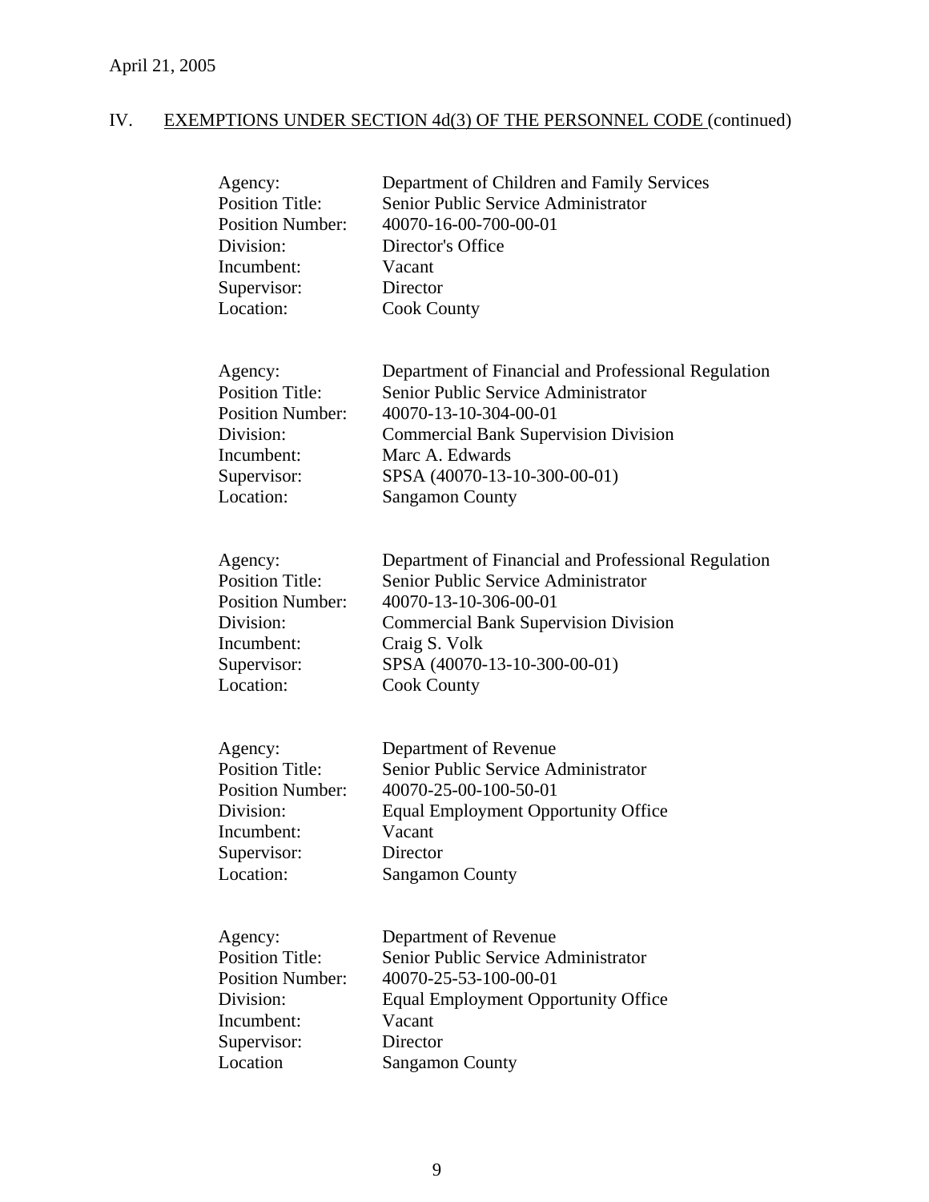April 21, 2005

## IV. EXEMPTIONS UNDER SECTION 4d(3) OF THE PERSONNEL CODE (continued)

Agency: Department of Children and Family Services
Position Title: Senior Public Service Administrator
Position Number: 40070-16-00-700-00-01
Division: Director's Office
Incumbent: Vacant
Supervisor: Director
Location: Cook County

Agency: Department of Financial and Professional Regulation
Position Title: Senior Public Service Administrator
Position Number: 40070-13-10-304-00-01
Division: Commercial Bank Supervision Division
Incumbent: Marc A. Edwards
Supervisor: SPSA (40070-13-10-300-00-01)
Location: Sangamon County

Agency: Department of Financial and Professional Regulation
Position Title: Senior Public Service Administrator
Position Number: 40070-13-10-306-00-01
Division: Commercial Bank Supervision Division
Incumbent: Craig S. Volk
Supervisor: SPSA (40070-13-10-300-00-01)
Location: Cook County

Agency: Department of Revenue
Position Title: Senior Public Service Administrator
Position Number: 40070-25-00-100-50-01
Division: Equal Employment Opportunity Office
Incumbent: Vacant
Supervisor: Director
Location: Sangamon County

Agency: Department of Revenue
Position Title: Senior Public Service Administrator
Position Number: 40070-25-53-100-00-01
Division: Equal Employment Opportunity Office
Incumbent: Vacant
Supervisor: Director
Location Sangamon County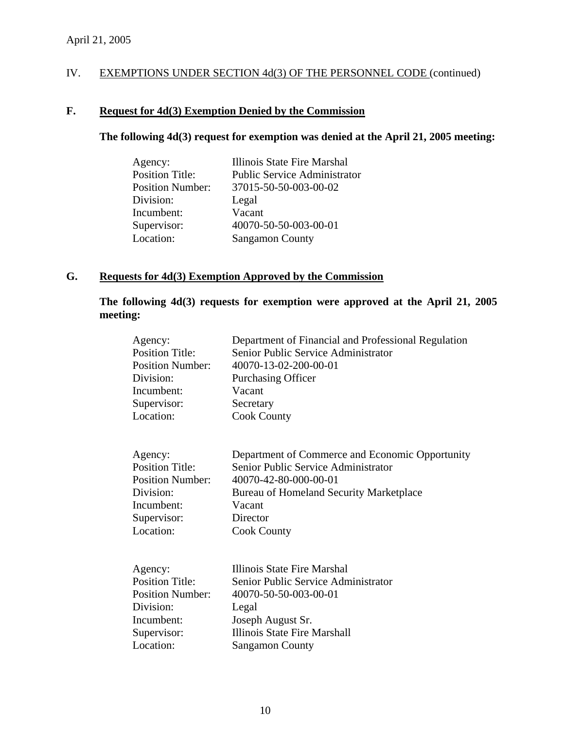April 21, 2005

IV. EXEMPTIONS UNDER SECTION 4d(3) OF THE PERSONNEL CODE (continued)

## F. Request for 4d(3) Exemption Denied by the Commission

**The following 4d(3) request for exemption was denied at the April 21, 2005 meeting:**

| | |
|---|---|
| Agency: | Illinois State Fire Marshal |
| Position Title: | Public Service Administrator |
| Position Number: | 37015-50-50-003-00-02 |
| Division: | Legal |
| Incumbent: | Vacant |
| Supervisor: | 40070-50-50-003-00-01 |
| Location: | Sangamon County |

## G. Requests for 4d(3) Exemption Approved by the Commission

**The following 4d(3) requests for exemption were approved at the April 21, 2005 meeting:**

| | |
|---|---|
| Agency: | Department of Financial and Professional Regulation |
| Position Title: | Senior Public Service Administrator |
| Position Number: | 40070-13-02-200-00-01 |
| Division: | Purchasing Officer |
| Incumbent: | Vacant |
| Supervisor: | Secretary |
| Location: | Cook County |

| | |
|---|---|
| Agency: | Department of Commerce and Economic Opportunity |
| Position Title: | Senior Public Service Administrator |
| Position Number: | 40070-42-80-000-00-01 |
| Division: | Bureau of Homeland Security Marketplace |
| Incumbent: | Vacant |
| Supervisor: | Director |
| Location: | Cook County |

| | |
|---|---|
| Agency: | Illinois State Fire Marshal |
| Position Title: | Senior Public Service Administrator |
| Position Number: | 40070-50-50-003-00-01 |
| Division: | Legal |
| Incumbent: | Joseph August Sr. |
| Supervisor: | Illinois State Fire Marshall |
| Location: | Sangamon County |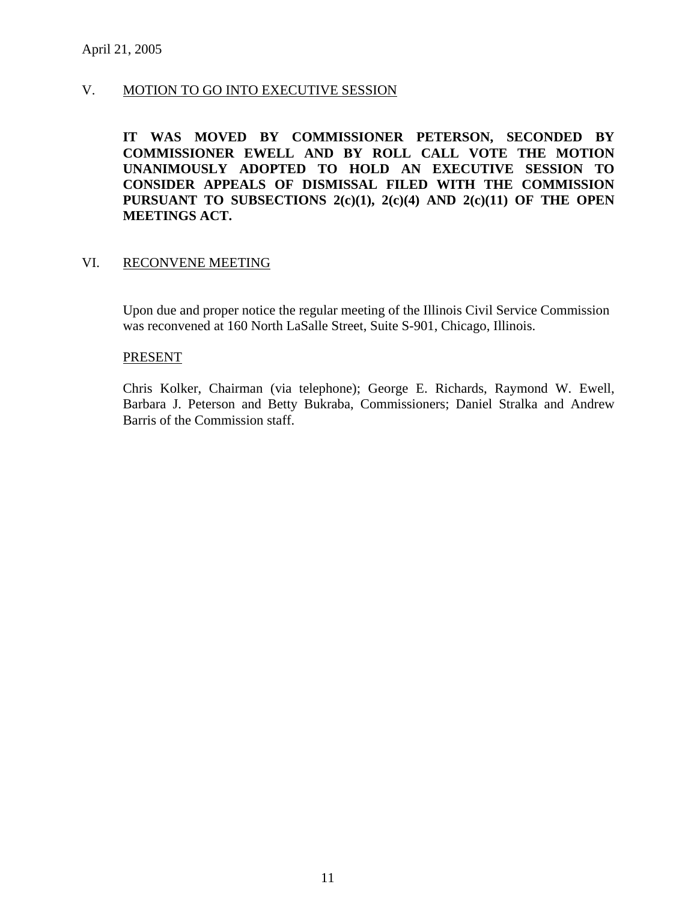April 21, 2005

## V. MOTION TO GO INTO EXECUTIVE SESSION

**IT WAS MOVED BY COMMISSIONER PETERSON, SECONDED BY COMMISSIONER EWELL AND BY ROLL CALL VOTE THE MOTION UNANIMOUSLY ADOPTED TO HOLD AN EXECUTIVE SESSION TO CONSIDER APPEALS OF DISMISSAL FILED WITH THE COMMISSION PURSUANT TO SUBSECTIONS 2(c)(1), 2(c)(4) AND 2(c)(11) OF THE OPEN MEETINGS ACT.**

## VI. RECONVENE MEETING

Upon due and proper notice the regular meeting of the Illinois Civil Service Commission was reconvened at 160 North LaSalle Street, Suite S-901, Chicago, Illinois.

PRESENT

Chris Kolker, Chairman (via telephone); George E. Richards, Raymond W. Ewell, Barbara J. Peterson and Betty Bukraba, Commissioners; Daniel Stralka and Andrew Barris of the Commission staff.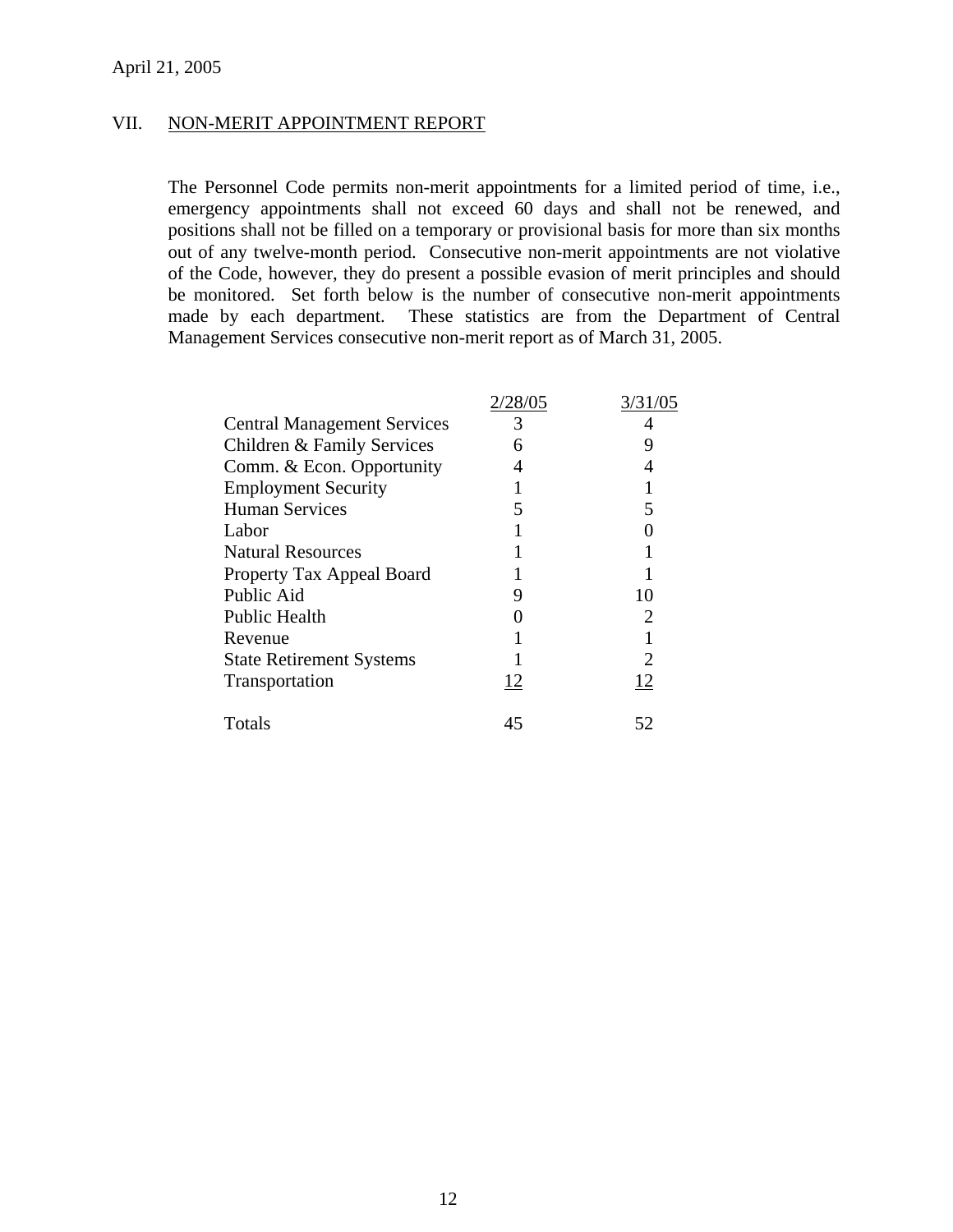April 21, 2005

## VII. NON-MERIT APPOINTMENT REPORT

The Personnel Code permits non-merit appointments for a limited period of time, i.e., emergency appointments shall not exceed 60 days and shall not be renewed, and positions shall not be filled on a temporary or provisional basis for more than six months out of any twelve-month period. Consecutive non-merit appointments are not violative of the Code, however, they do present a possible evasion of merit principles and should be monitored. Set forth below is the number of consecutive non-merit appointments made by each department. These statistics are from the Department of Central Management Services consecutive non-merit report as of March 31, 2005.

| | 2/28/05 | 3/31/05 |
|---|---|---|
| Central Management Services | 3 | 4 |
| Children & Family Services | 6 | 9 |
| Comm. & Econ. Opportunity | 4 | 4 |
| Employment Security | 1 | 1 |
| Human Services | 5 | 5 |
| Labor | 1 | 0 |
| Natural Resources | 1 | 1 |
| Property Tax Appeal Board | 1 | 1 |
| Public Aid | 9 | 10 |
| Public Health | 0 | 2 |
| Revenue | 1 | 1 |
| State Retirement Systems | 1 | 2 |
| Transportation | 12 | 12 |
| Totals | 45 | 52 |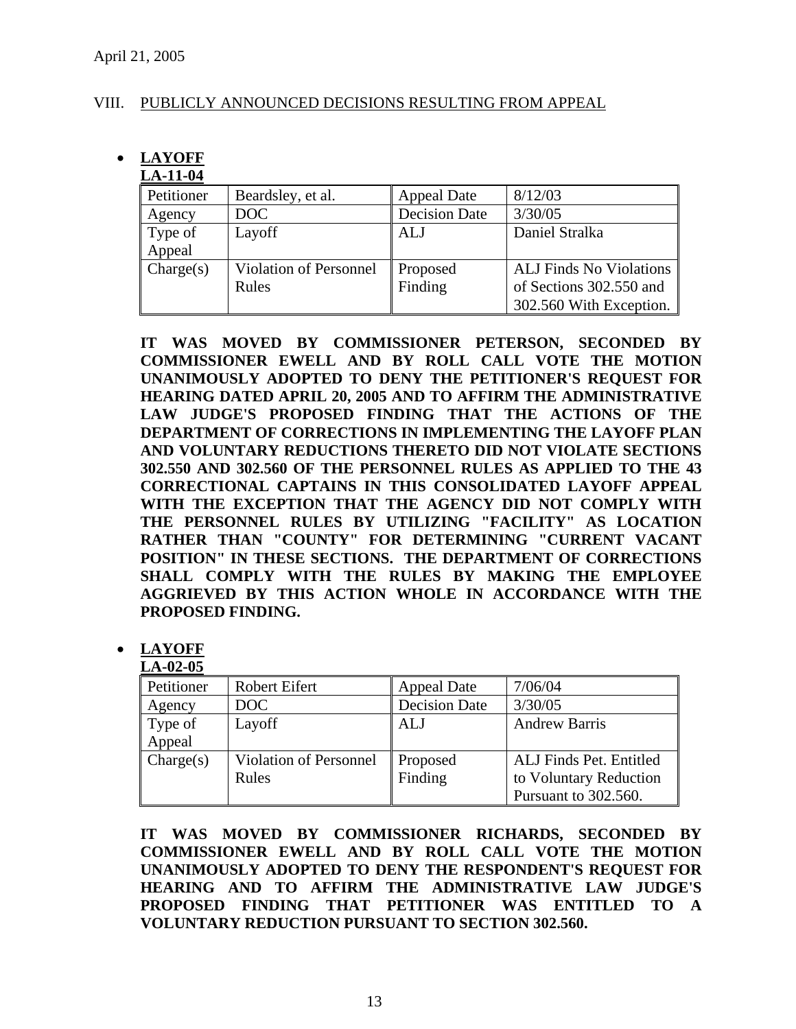April 21, 2005

## VIII. PUBLICLY ANNOUNCED DECISIONS RESULTING FROM APPEAL

- **LAYOFF**

**LA-11-04**

| Petitioner | Beardsley, et al. | Appeal Date | 8/12/03 |
|---|---|---|---|
| Agency | DOC | Decision Date | 3/30/05 |
| Type of Appeal | Layoff | ALJ | Daniel Stralka |
| Charge(s) | Violation of Personnel Rules | Proposed Finding | ALJ Finds No Violations of Sections 302.550 and 302.560 With Exception. |

**IT WAS MOVED BY COMMISSIONER PETERSON, SECONDED BY COMMISSIONER EWELL AND BY ROLL CALL VOTE THE MOTION UNANIMOUSLY ADOPTED TO DENY THE PETITIONER'S REQUEST FOR HEARING DATED APRIL 20, 2005 AND TO AFFIRM THE ADMINISTRATIVE LAW JUDGE'S PROPOSED FINDING THAT THE ACTIONS OF THE DEPARTMENT OF CORRECTIONS IN IMPLEMENTING THE LAYOFF PLAN AND VOLUNTARY REDUCTIONS THERETO DID NOT VIOLATE SECTIONS 302.550 AND 302.560 OF THE PERSONNEL RULES AS APPLIED TO THE 43 CORRECTIONAL CAPTAINS IN THIS CONSOLIDATED LAYOFF APPEAL WITH THE EXCEPTION THAT THE AGENCY DID NOT COMPLY WITH THE PERSONNEL RULES BY UTILIZING "FACILITY" AS LOCATION RATHER THAN "COUNTY" FOR DETERMINING "CURRENT VACANT POSITION" IN THESE SECTIONS. THE DEPARTMENT OF CORRECTIONS SHALL COMPLY WITH THE RULES BY MAKING THE EMPLOYEE AGGRIEVED BY THIS ACTION WHOLE IN ACCORDANCE WITH THE PROPOSED FINDING.**

- **LAYOFF**

**LA-02-05**

| Petitioner | Robert Eifert | Appeal Date | 7/06/04 |
|---|---|---|---|
| Agency | DOC | Decision Date | 3/30/05 |
| Type of Appeal | Layoff | ALJ | Andrew Barris |
| Charge(s) | Violation of Personnel Rules | Proposed Finding | ALJ Finds Pet. Entitled to Voluntary Reduction Pursuant to 302.560. |

**IT WAS MOVED BY COMMISSIONER RICHARDS, SECONDED BY COMMISSIONER EWELL AND BY ROLL CALL VOTE THE MOTION UNANIMOUSLY ADOPTED TO DENY THE RESPONDENT'S REQUEST FOR HEARING AND TO AFFIRM THE ADMINISTRATIVE LAW JUDGE'S PROPOSED FINDING THAT PETITIONER WAS ENTITLED TO A VOLUNTARY REDUCTION PURSUANT TO SECTION 302.560.**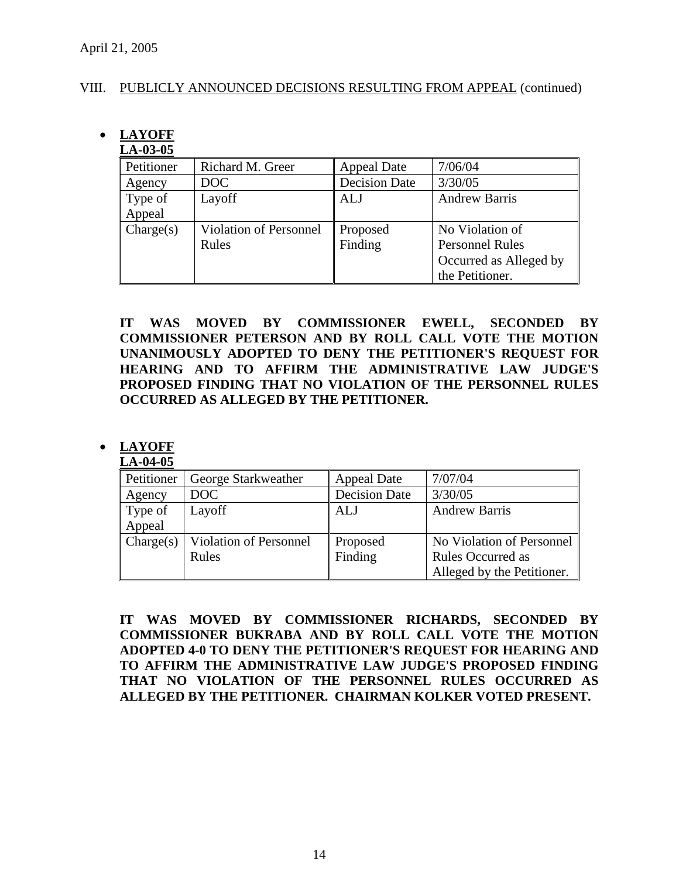April 21, 2005

VIII. PUBLICLY ANNOUNCED DECISIONS RESULTING FROM APPEAL (continued)

- **LAYOFF**
  **LA-03-05**

| Petitioner | Richard M. Greer | Appeal Date | 7/06/04 |
|---|---|---|---|
| Agency | DOC | Decision Date | 3/30/05 |
| Type of Appeal | Layoff | ALJ | Andrew Barris |
| Charge(s) | Violation of Personnel Rules | Proposed Finding | No Violation of Personnel Rules Occurred as Alleged by the Petitioner. |

**IT WAS MOVED BY COMMISSIONER EWELL, SECONDED BY COMMISSIONER PETERSON AND BY ROLL CALL VOTE THE MOTION UNANIMOUSLY ADOPTED TO DENY THE PETITIONER'S REQUEST FOR HEARING AND TO AFFIRM THE ADMINISTRATIVE LAW JUDGE'S PROPOSED FINDING THAT NO VIOLATION OF THE PERSONNEL RULES OCCURRED AS ALLEGED BY THE PETITIONER.**

- **LAYOFF**
  **LA-04-05**

| Petitioner | George Starkweather | Appeal Date | 7/07/04 |
|---|---|---|---|
| Agency | DOC | Decision Date | 3/30/05 |
| Type of Appeal | Layoff | ALJ | Andrew Barris |
| Charge(s) | Violation of Personnel Rules | Proposed Finding | No Violation of Personnel Rules Occurred as Alleged by the Petitioner. |

**IT WAS MOVED BY COMMISSIONER RICHARDS, SECONDED BY COMMISSIONER BUKRABA AND BY ROLL CALL VOTE THE MOTION ADOPTED 4-0 TO DENY THE PETITIONER'S REQUEST FOR HEARING AND TO AFFIRM THE ADMINISTRATIVE LAW JUDGE'S PROPOSED FINDING THAT NO VIOLATION OF THE PERSONNEL RULES OCCURRED AS ALLEGED BY THE PETITIONER. CHAIRMAN KOLKER VOTED PRESENT.**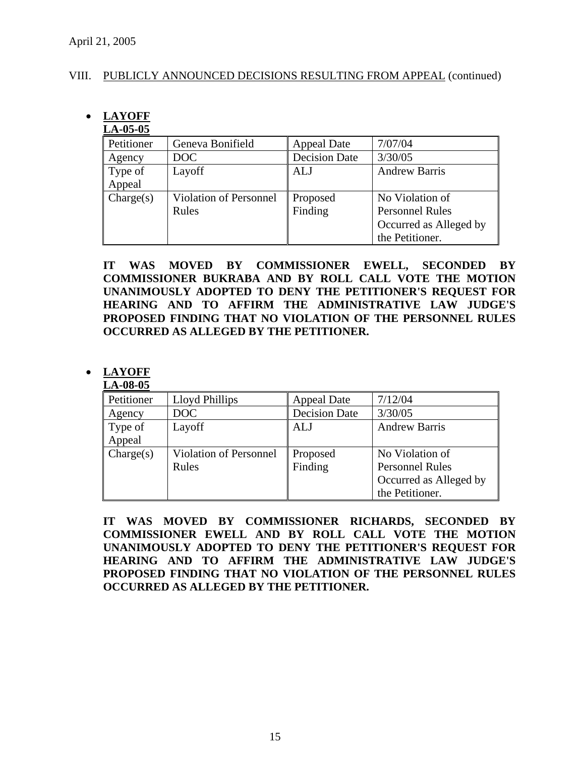April 21, 2005

VIII. PUBLICLY ANNOUNCED DECISIONS RESULTING FROM APPEAL (continued)

- **LAYOFF**
  **LA-05-05**

| Petitioner | Geneva Bonifield | Appeal Date | 7/07/04 |
|---|---|---|---|
| Agency | DOC | Decision Date | 3/30/05 |
| Type of Appeal | Layoff | ALJ | Andrew Barris |
| Charge(s) | Violation of Personnel Rules | Proposed Finding | No Violation of Personnel Rules Occurred as Alleged by the Petitioner. |

**IT WAS MOVED BY COMMISSIONER EWELL, SECONDED BY COMMISSIONER BUKRABA AND BY ROLL CALL VOTE THE MOTION UNANIMOUSLY ADOPTED TO DENY THE PETITIONER'S REQUEST FOR HEARING AND TO AFFIRM THE ADMINISTRATIVE LAW JUDGE'S PROPOSED FINDING THAT NO VIOLATION OF THE PERSONNEL RULES OCCURRED AS ALLEGED BY THE PETITIONER.**

- **LAYOFF**
  **LA-08-05**

| Petitioner | Lloyd Phillips | Appeal Date | 7/12/04 |
|---|---|---|---|
| Agency | DOC | Decision Date | 3/30/05 |
| Type of Appeal | Layoff | ALJ | Andrew Barris |
| Charge(s) | Violation of Personnel Rules | Proposed Finding | No Violation of Personnel Rules Occurred as Alleged by the Petitioner. |

**IT WAS MOVED BY COMMISSIONER RICHARDS, SECONDED BY COMMISSIONER EWELL AND BY ROLL CALL VOTE THE MOTION UNANIMOUSLY ADOPTED TO DENY THE PETITIONER'S REQUEST FOR HEARING AND TO AFFIRM THE ADMINISTRATIVE LAW JUDGE'S PROPOSED FINDING THAT NO VIOLATION OF THE PERSONNEL RULES OCCURRED AS ALLEGED BY THE PETITIONER.**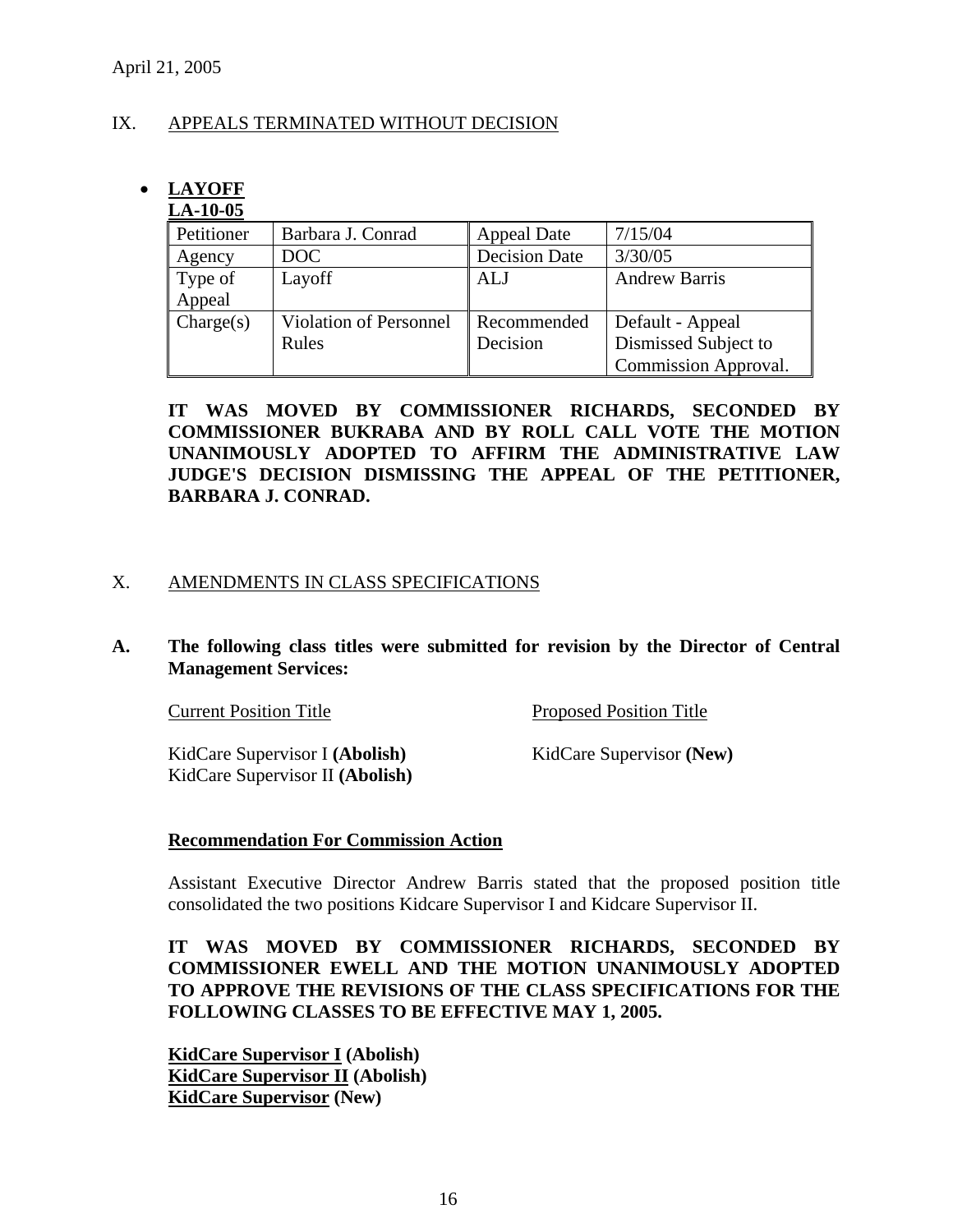April 21, 2005

## IX. APPEALS TERMINATED WITHOUT DECISION

- **LAYOFF**

**LA-10-05**

| Petitioner | Barbara J. Conrad | Appeal Date | 7/15/04 |
|---|---|---|---|
| Agency | DOC | Decision Date | 3/30/05 |
| Type of Appeal | Layoff | ALJ | Andrew Barris |
| Charge(s) | Violation of Personnel Rules | Recommended Decision | Default - Appeal Dismissed Subject to Commission Approval. |

**IT WAS MOVED BY COMMISSIONER RICHARDS, SECONDED BY COMMISSIONER BUKRABA AND BY ROLL CALL VOTE THE MOTION UNANIMOUSLY ADOPTED TO AFFIRM THE ADMINISTRATIVE LAW JUDGE'S DECISION DISMISSING THE APPEAL OF THE PETITIONER, BARBARA J. CONRAD.**

## X. AMENDMENTS IN CLASS SPECIFICATIONS

**A. The following class titles were submitted for revision by the Director of Central Management Services:**

| Current Position Title | Proposed Position Title |
|---|---|
| KidCare Supervisor I **(Abolish)** | KidCare Supervisor **(New)** |
| KidCare Supervisor II **(Abolish)** | |

**Recommendation For Commission Action**

Assistant Executive Director Andrew Barris stated that the proposed position title consolidated the two positions Kidcare Supervisor I and Kidcare Supervisor II.

**IT WAS MOVED BY COMMISSIONER RICHARDS, SECONDED BY COMMISSIONER EWELL AND THE MOTION UNANIMOUSLY ADOPTED TO APPROVE THE REVISIONS OF THE CLASS SPECIFICATIONS FOR THE FOLLOWING CLASSES TO BE EFFECTIVE MAY 1, 2005.**

**KidCare Supervisor I (Abolish)**
**KidCare Supervisor II (Abolish)**
**KidCare Supervisor (New)**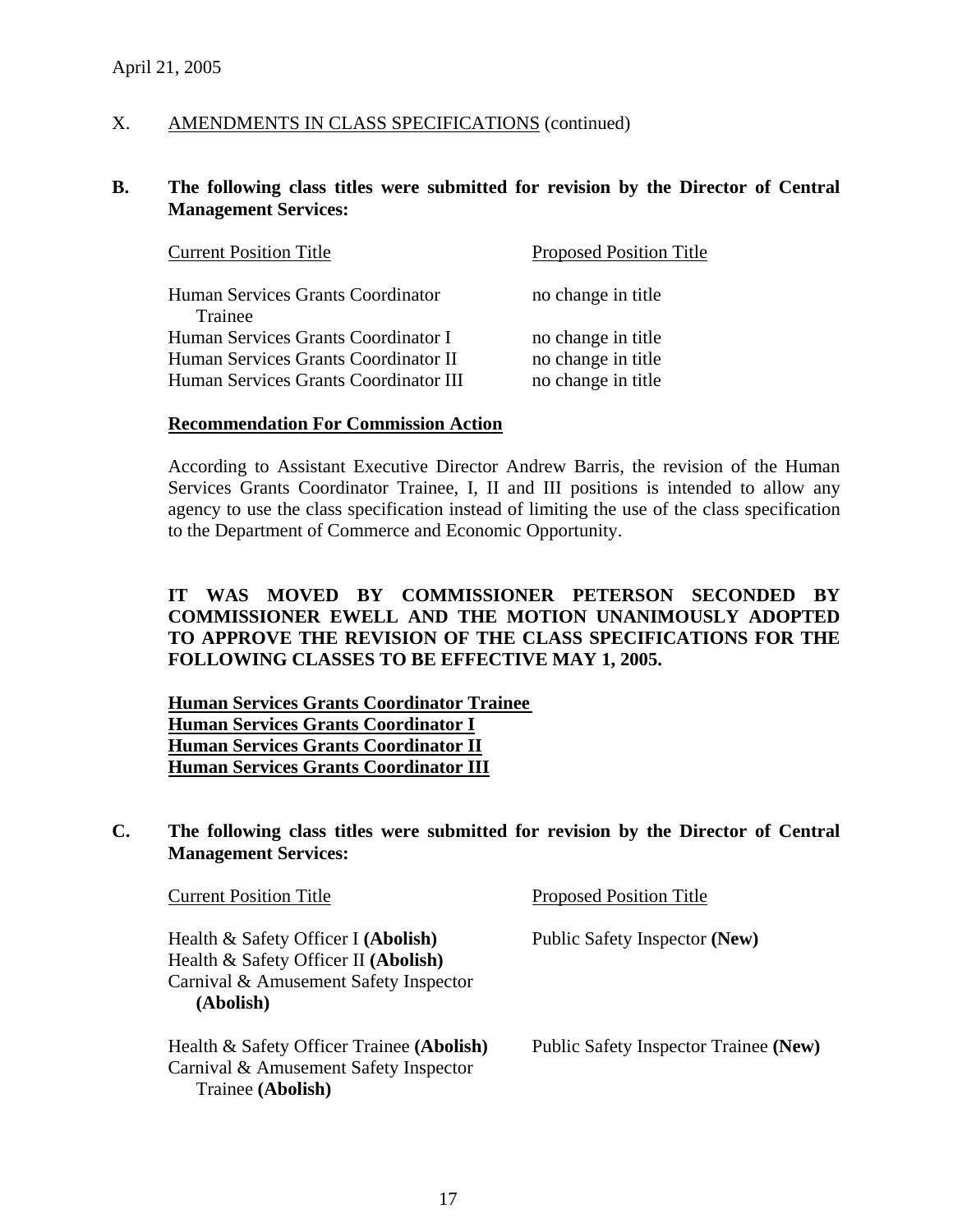April 21, 2005

X. AMENDMENTS IN CLASS SPECIFICATIONS (continued)

**B. The following class titles were submitted for revision by the Director of Central Management Services:**

| Current Position Title | Proposed Position Title |
|---|---|
| Human Services Grants Coordinator Trainee | no change in title |
| Human Services Grants Coordinator I | no change in title |
| Human Services Grants Coordinator II | no change in title |
| Human Services Grants Coordinator III | no change in title |

**Recommendation For Commission Action**

According to Assistant Executive Director Andrew Barris, the revision of the Human Services Grants Coordinator Trainee, I, II and III positions is intended to allow any agency to use the class specification instead of limiting the use of the class specification to the Department of Commerce and Economic Opportunity.

**IT WAS MOVED BY COMMISSIONER PETERSON SECONDED BY COMMISSIONER EWELL AND THE MOTION UNANIMOUSLY ADOPTED TO APPROVE THE REVISION OF THE CLASS SPECIFICATIONS FOR THE FOLLOWING CLASSES TO BE EFFECTIVE MAY 1, 2005.**

**Human Services Grants Coordinator Trainee**
**Human Services Grants Coordinator I**
**Human Services Grants Coordinator II**
**Human Services Grants Coordinator III**

**C. The following class titles were submitted for revision by the Director of Central Management Services:**

| Current Position Title | Proposed Position Title |
|---|---|
| Health & Safety Officer I **(Abolish)**<br>Health & Safety Officer II **(Abolish)**<br>Carnival & Amusement Safety Inspector **(Abolish)** | Public Safety Inspector **(New)** |
| Health & Safety Officer Trainee **(Abolish)**<br>Carnival & Amusement Safety Inspector Trainee **(Abolish)** | Public Safety Inspector Trainee **(New)** |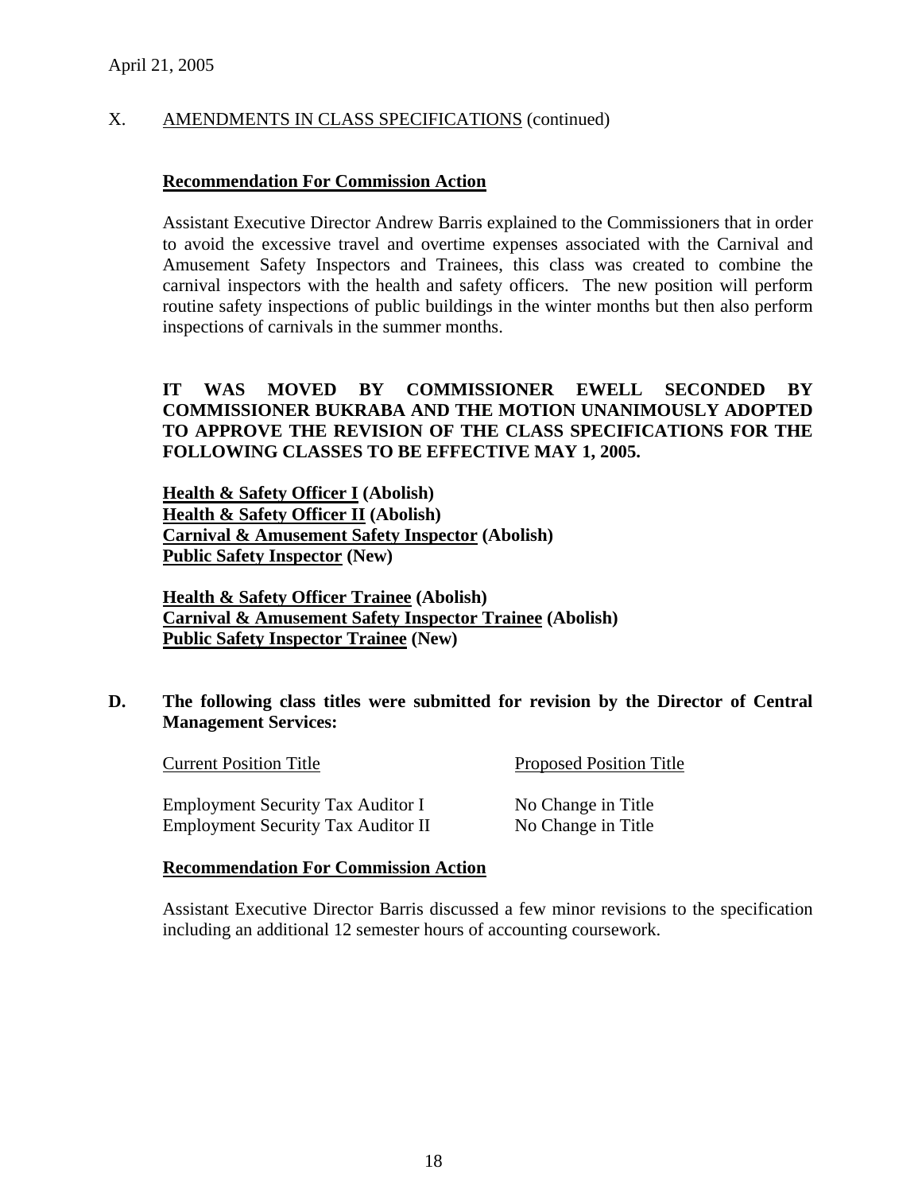April 21, 2005

X. AMENDMENTS IN CLASS SPECIFICATIONS (continued)

**Recommendation For Commission Action**

Assistant Executive Director Andrew Barris explained to the Commissioners that in order to avoid the excessive travel and overtime expenses associated with the Carnival and Amusement Safety Inspectors and Trainees, this class was created to combine the carnival inspectors with the health and safety officers. The new position will perform routine safety inspections of public buildings in the winter months but then also perform inspections of carnivals in the summer months.

**IT WAS MOVED BY COMMISSIONER EWELL SECONDED BY COMMISSIONER BUKRABA AND THE MOTION UNANIMOUSLY ADOPTED TO APPROVE THE REVISION OF THE CLASS SPECIFICATIONS FOR THE FOLLOWING CLASSES TO BE EFFECTIVE MAY 1, 2005.**

**Health & Safety Officer I (Abolish)**
**Health & Safety Officer II (Abolish)**
**Carnival & Amusement Safety Inspector (Abolish)**
**Public Safety Inspector (New)**

**Health & Safety Officer Trainee (Abolish)**
**Carnival & Amusement Safety Inspector Trainee (Abolish)**
**Public Safety Inspector Trainee (New)**

**D. The following class titles were submitted for revision by the Director of Central Management Services:**

| Current Position Title | Proposed Position Title |
|---|---|
| Employment Security Tax Auditor I | No Change in Title |
| Employment Security Tax Auditor II | No Change in Title |

**Recommendation For Commission Action**

Assistant Executive Director Barris discussed a few minor revisions to the specification including an additional 12 semester hours of accounting coursework.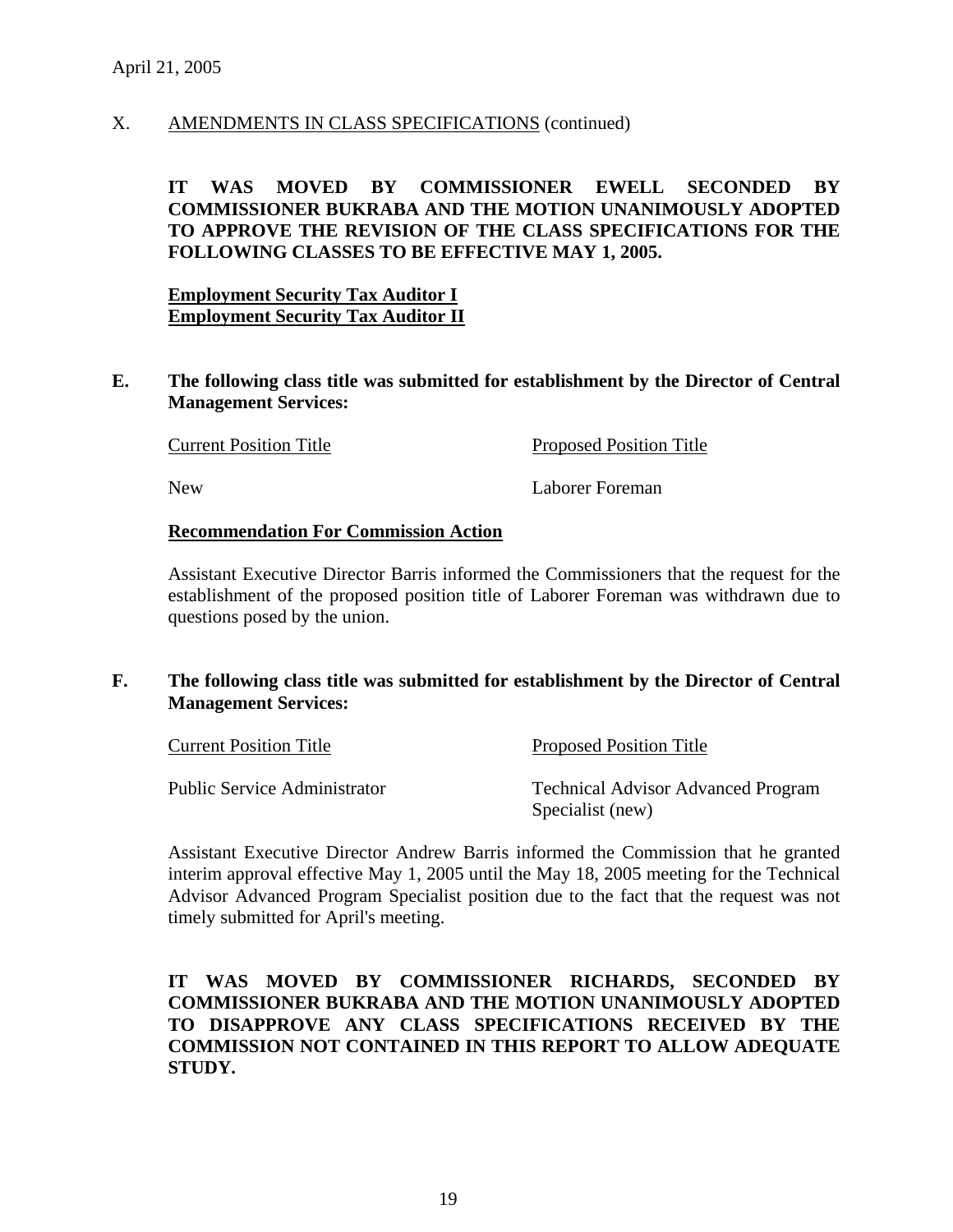April 21, 2005

X. AMENDMENTS IN CLASS SPECIFICATIONS (continued)

**IT WAS MOVED BY COMMISSIONER EWELL SECONDED BY COMMISSIONER BUKRABA AND THE MOTION UNANIMOUSLY ADOPTED TO APPROVE THE REVISION OF THE CLASS SPECIFICATIONS FOR THE FOLLOWING CLASSES TO BE EFFECTIVE MAY 1, 2005.**

**Employment Security Tax Auditor I**
**Employment Security Tax Auditor II**

**E. The following class title was submitted for establishment by the Director of Central Management Services:**

| Current Position Title | Proposed Position Title |
| --- | --- |
| New | Laborer Foreman |

**Recommendation For Commission Action**

Assistant Executive Director Barris informed the Commissioners that the request for the establishment of the proposed position title of Laborer Foreman was withdrawn due to questions posed by the union.

**F. The following class title was submitted for establishment by the Director of Central Management Services:**

| Current Position Title | Proposed Position Title |
| --- | --- |
| Public Service Administrator | Technical Advisor Advanced Program Specialist (new) |

Assistant Executive Director Andrew Barris informed the Commission that he granted interim approval effective May 1, 2005 until the May 18, 2005 meeting for the Technical Advisor Advanced Program Specialist position due to the fact that the request was not timely submitted for April's meeting.

**IT WAS MOVED BY COMMISSIONER RICHARDS, SECONDED BY COMMISSIONER BUKRABA AND THE MOTION UNANIMOUSLY ADOPTED TO DISAPPROVE ANY CLASS SPECIFICATIONS RECEIVED BY THE COMMISSION NOT CONTAINED IN THIS REPORT TO ALLOW ADEQUATE STUDY.**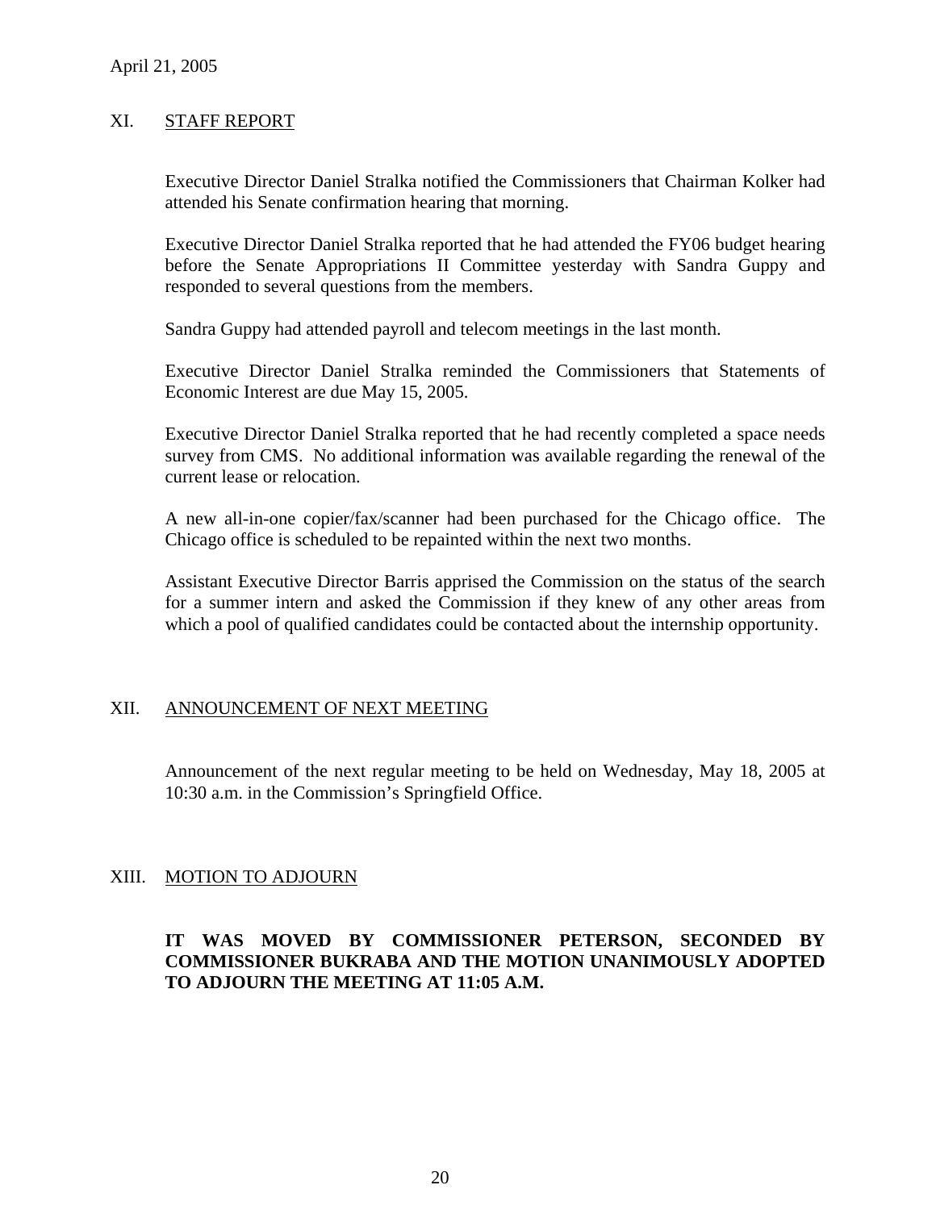April 21, 2005

## XI. STAFF REPORT

Executive Director Daniel Stralka notified the Commissioners that Chairman Kolker had attended his Senate confirmation hearing that morning.

Executive Director Daniel Stralka reported that he had attended the FY06 budget hearing before the Senate Appropriations II Committee yesterday with Sandra Guppy and responded to several questions from the members.

Sandra Guppy had attended payroll and telecom meetings in the last month.

Executive Director Daniel Stralka reminded the Commissioners that Statements of Economic Interest are due May 15, 2005.

Executive Director Daniel Stralka reported that he had recently completed a space needs survey from CMS. No additional information was available regarding the renewal of the current lease or relocation.

A new all-in-one copier/fax/scanner had been purchased for the Chicago office. The Chicago office is scheduled to be repainted within the next two months.

Assistant Executive Director Barris apprised the Commission on the status of the search for a summer intern and asked the Commission if they knew of any other areas from which a pool of qualified candidates could be contacted about the internship opportunity.

## XII. ANNOUNCEMENT OF NEXT MEETING

Announcement of the next regular meeting to be held on Wednesday, May 18, 2005 at 10:30 a.m. in the Commission's Springfield Office.

## XIII. MOTION TO ADJOURN

**IT WAS MOVED BY COMMISSIONER PETERSON, SECONDED BY COMMISSIONER BUKRABA AND THE MOTION UNANIMOUSLY ADOPTED TO ADJOURN THE MEETING AT 11:05 A.M.**